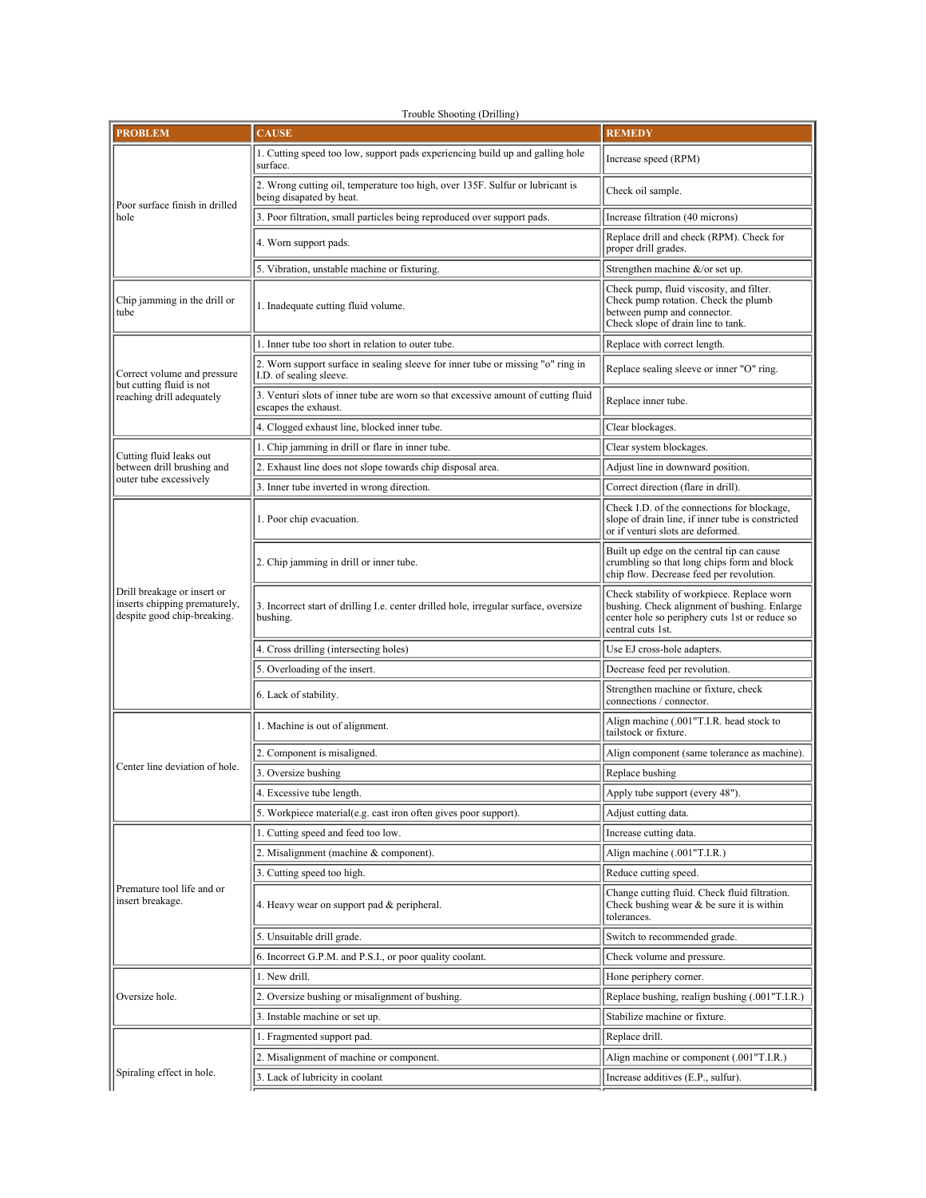Trouble Shooting (Drilling)

| PROBLEM | CAUSE | REMEDY |
| --- | --- | --- |
| Poor surface finish in drilled hole | 1. Cutting speed too low, support pads experiencing build up and galling hole surface. | Increase speed (RPM) |
| | 2. Wrong cutting oil, temperature too high, over 135F. Sulfur or lubricant is being disapated by heat. | Check oil sample. |
| | 3. Poor filtration, small particles being reproduced over support pads. | Increase filtration (40 microns) |
| | 4. Worn support pads. | Replace drill and check (RPM). Check for proper drill grades. |
| | 5. Vibration, unstable machine or fixturing. | Strengthen machine &/or set up. |
| Chip jamming in the drill or tube | 1. Inadequate cutting fluid volume. | Check pump, fluid viscosity, and filter. Check pump rotation. Check the plumb between pump and connector. Check slope of drain line to tank. |
| Correct volume and pressure but cutting fluid is not reaching drill adequately | 1. Inner tube too short in relation to outer tube. | Replace with correct length. |
| | 2. Worn support surface in sealing sleeve for inner tube or missing "o" ring in I.D. of sealing sleeve. | Replace sealing sleeve or inner "O" ring. |
| | 3. Venturi slots of inner tube are worn so that excessive amount of cutting fluid escapes the exhaust. | Replace inner tube. |
| | 4. Clogged exhaust line, blocked inner tube. | Clear blockages. |
| Cutting fluid leaks out between drill brushing and outer tube excessively | 1. Chip jamming in drill or flare in inner tube. | Clear system blockages. |
| | 2. Exhaust line does not slope towards chip disposal area. | Adjust line in downward position. |
| | 3. Inner tube inverted in wrong direction. | Correct direction (flare in drill). |
| Drill breakage or insert or inserts chipping prematurely, despite good chip-breaking. | 1. Poor chip evacuation. | Check I.D. of the connections for blockage, slope of drain line, if inner tube is constricted or if venturi slots are deformed. |
| | 2. Chip jamming in drill or inner tube. | Built up edge on the central tip can cause crumbling so that long chips form and block chip flow. Decrease feed per revolution. |
| | 3. Incorrect start of drilling I.e. center drilled hole, irregular surface, oversize bushing. | Check stability of workpiece. Replace worn bushing. Check alignment of bushing. Enlarge center hole so periphery cuts 1st or reduce so central cuts 1st. |
| | 4. Cross drilling (intersecting holes) | Use EJ cross-hole adapters. |
| | 5. Overloading of the insert. | Decrease feed per revolution. |
| | 6. Lack of stability. | Strengthen machine or fixture, check connections / connector. |
| Center line deviation of hole. | 1. Machine is out of alignment. | Align machine (.001"T.I.R. head stock to tailstock or fixture. |
| | 2. Component is misaligned. | Align component (same tolerance as machine). |
| | 3. Oversize bushing | Replace bushing |
| | 4. Excessive tube length. | Apply tube support (every 48"). |
| | 5. Workpiece material(e.g. cast iron often gives poor support). | Adjust cutting data. |
| Premature tool life and or insert breakage. | 1. Cutting speed and feed too low. | Increase cutting data. |
| | 2. Misalignment (machine & component). | Align machine (.001"T.I.R.) |
| | 3. Cutting speed too high. | Reduce cutting speed. |
| | 4. Heavy wear on support pad & peripheral. | Change cutting fluid. Check fluid filtration. Check bushing wear & be sure it is within tolerances. |
| | 5. Unsuitable drill grade. | Switch to recommended grade. |
| | 6. Incorrect G.P.M. and P.S.I., or poor quality coolant. | Check volume and pressure. |
| Oversize hole. | 1. New drill. | Hone periphery corner. |
| | 2. Oversize bushing or misalignment of bushing. | Replace bushing, realign bushing (.001"T.I.R.) |
| | 3. Instable machine or set up. | Stabilize machine or fixture. |
| Spiraling effect in hole. | 1. Fragmented support pad. | Replace drill. |
| | 2. Misalignment of machine or component. | Align machine or component (.001"T.I.R.) |
| | 3. Lack of lubricity in coolant | Increase additives (E.P., sulfur). |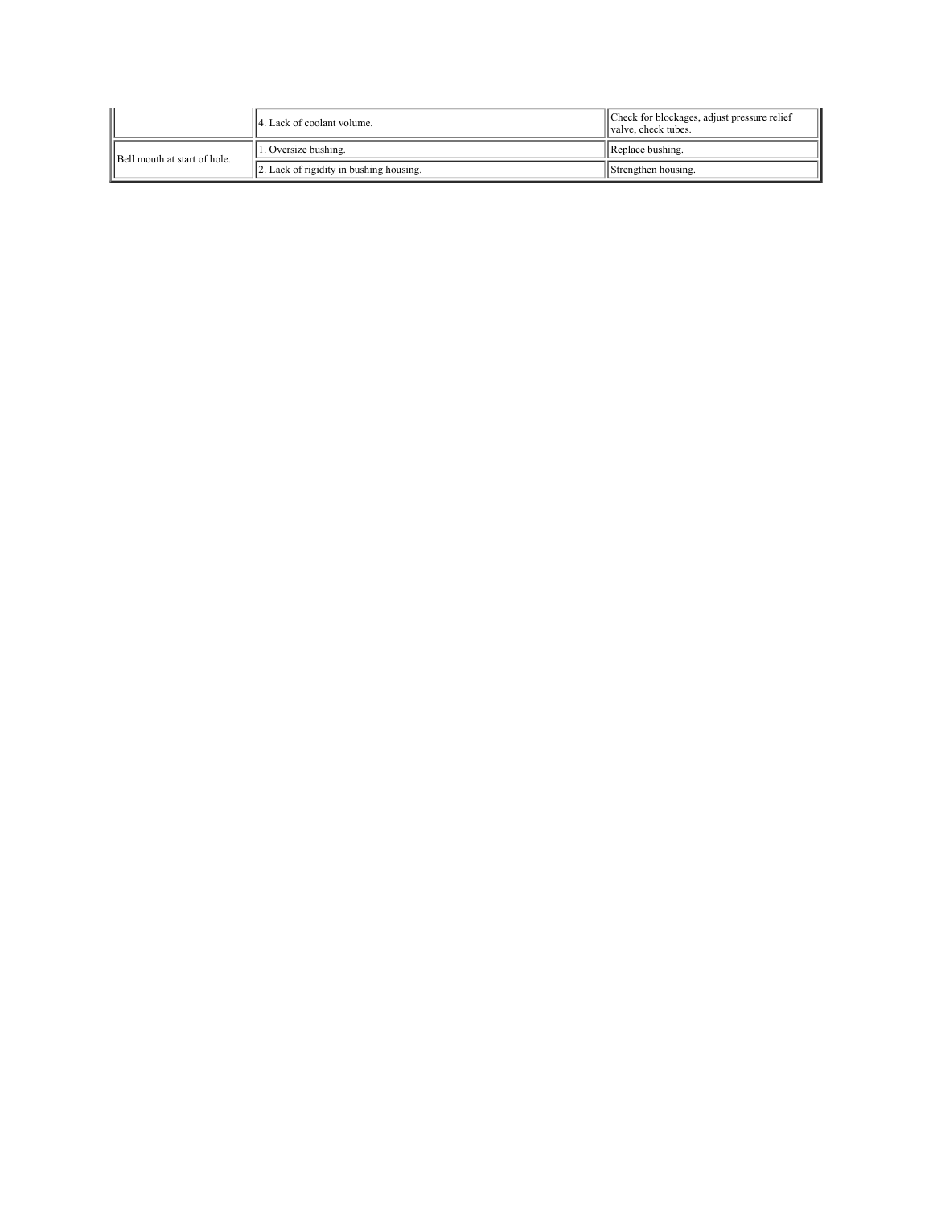| | | |
|---|---|---|
| | 4. Lack of coolant volume. | Check for blockages, adjust pressure relief valve, check tubes. |
| Bell mouth at start of hole. | 1. Oversize bushing. | Replace bushing. |
| | 2. Lack of rigidity in bushing housing. | Strengthen housing. |